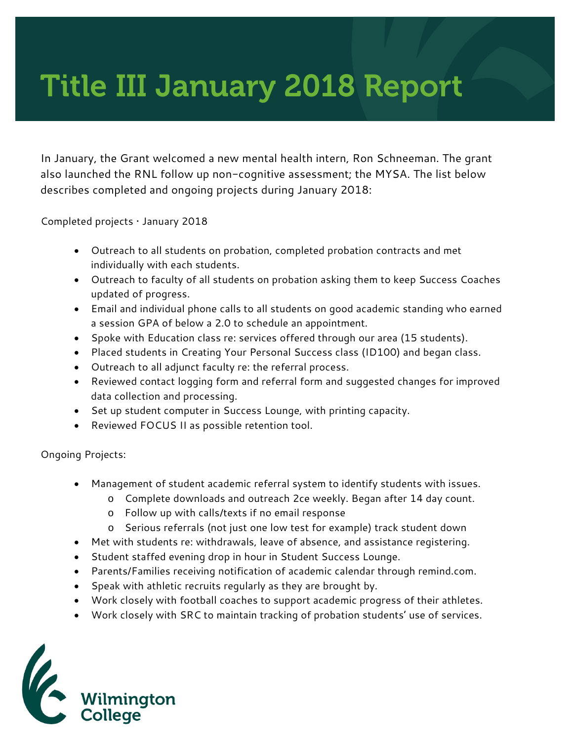# Title III January 2018 Report

In January, the Grant welcomed a new mental health intern, Ron Schneeman. The grant also launched the RNL follow up non-cognitive assessment; the MYSA. The list below describes completed and ongoing projects during January 2018:

Completed projects · January 2018

- Outreach to all students on probation, completed probation contracts and met individually with each students.
- Outreach to faculty of all students on probation asking them to keep Success Coaches updated of progress.
- Email and individual phone calls to all students on good academic standing who earned a session GPA of below a 2.0 to schedule an appointment.
- Spoke with Education class re: services offered through our area (15 students).
- Placed students in Creating Your Personal Success class (ID100) and began class.
- Outreach to all adjunct faculty re: the referral process.
- Reviewed contact logging form and referral form and suggested changes for improved data collection and processing.
- Set up student computer in Success Lounge, with printing capacity.
- Reviewed FOCUS II as possible retention tool.

Ongoing Projects:

- Management of student academic referral system to identify students with issues.
  - Complete downloads and outreach 2ce weekly. Began after 14 day count.
  - Follow up with calls/texts if no email response
  - Serious referrals (not just one low test for example) track student down
- Met with students re: withdrawals, leave of absence, and assistance registering.
- Student staffed evening drop in hour in Student Success Lounge.
- Parents/Families receiving notification of academic calendar through remind.com.
- Speak with athletic recruits regularly as they are brought by.
- Work closely with football coaches to support academic progress of their athletes.
- Work closely with SRC to maintain tracking of probation students' use of services.

Wilmington College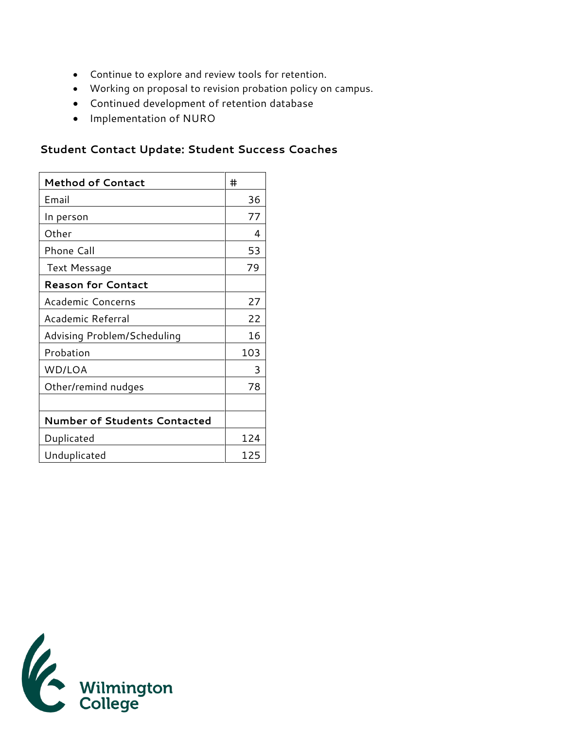- Continue to explore and review tools for retention.
- Working on proposal to revision probation policy on campus.
- Continued development of retention database
- Implementation of NURO

### Student Contact Update: Student Success Coaches

| **Method of Contact** | # |
|---|---|
| Email | 36 |
| In person | 77 |
| Other | 4 |
| Phone Call | 53 |
| Text Message | 79 |
| **Reason for Contact** | |
| Academic Concerns | 27 |
| Academic Referral | 22 |
| Advising Problem/Scheduling | 16 |
| Probation | 103 |
| WD/LOA | 3 |
| Other/remind nudges | 78 |
| | |
| **Number of Students Contacted** | |
| Duplicated | 124 |
| Unduplicated | 125 |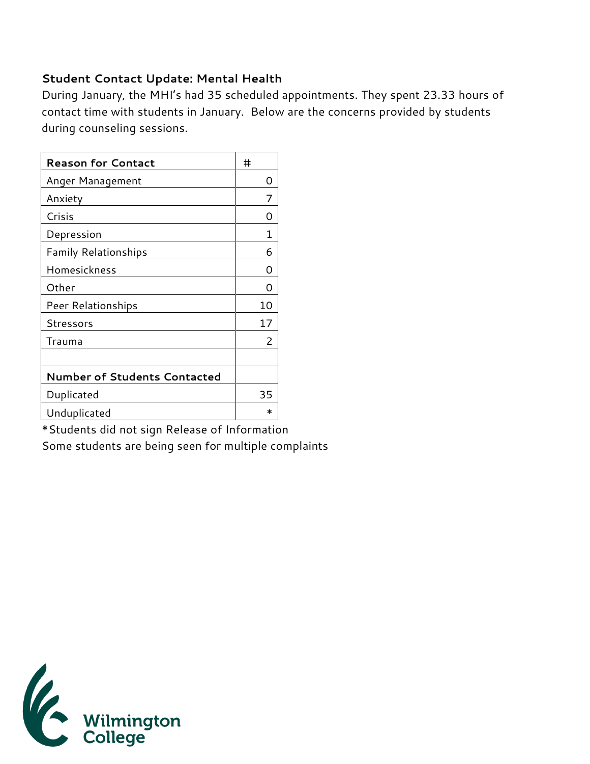### Student Contact Update: Mental Health

During January, the MHI's had 35 scheduled appointments. They spent 23.33 hours of contact time with students in January. Below are the concerns provided by students during counseling sessions.

| Reason for Contact | # |
| --- | --- |
| Anger Management | 0 |
| Anxiety | 7 |
| Crisis | 0 |
| Depression | 1 |
| Family Relationships | 6 |
| Homesickness | 0 |
| Other | 0 |
| Peer Relationships | 10 |
| Stressors | 17 |
| Trauma | 2 |
| | |
| **Number of Students Contacted** | |
| Duplicated | 35 |
| Unduplicated | * |

*Students did not sign Release of Information

Some students are being seen for multiple complaints

Wilmington College